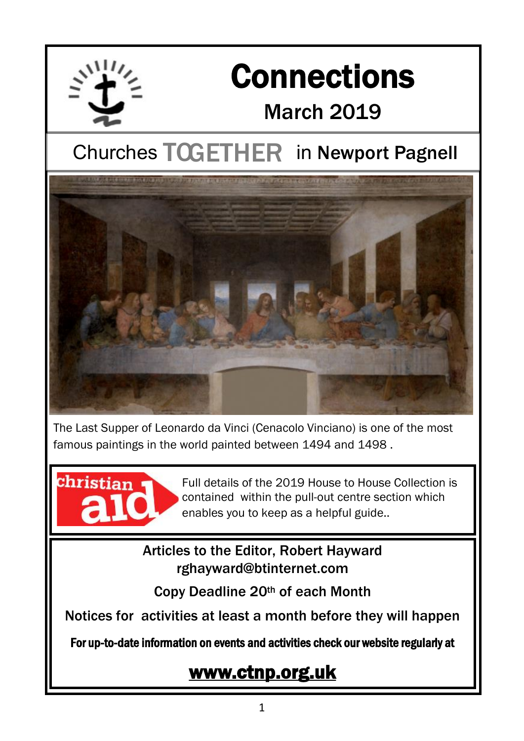# Connections

## March 2019

## Churches TOGETHER in Newport Pagnell

The Last Supper of Leonardo da Vinci (Cenacolo Vinciano) is one of the most famous paintings in the world painted between 1494 and 1498 .

christian aid

Full details of the 2019 House to House Collection is contained within the pull-out centre section which enables you to keep as a helpful guide..

**Articles to the Editor, Robert Hayward**
**rghayward@btinternet.com**

**Copy Deadline 20th of each Month**

**Notices for activities at least a month before they will happen**

**For up-to-date information on events and activities check our website regularly at**

**www.ctnp.org.uk**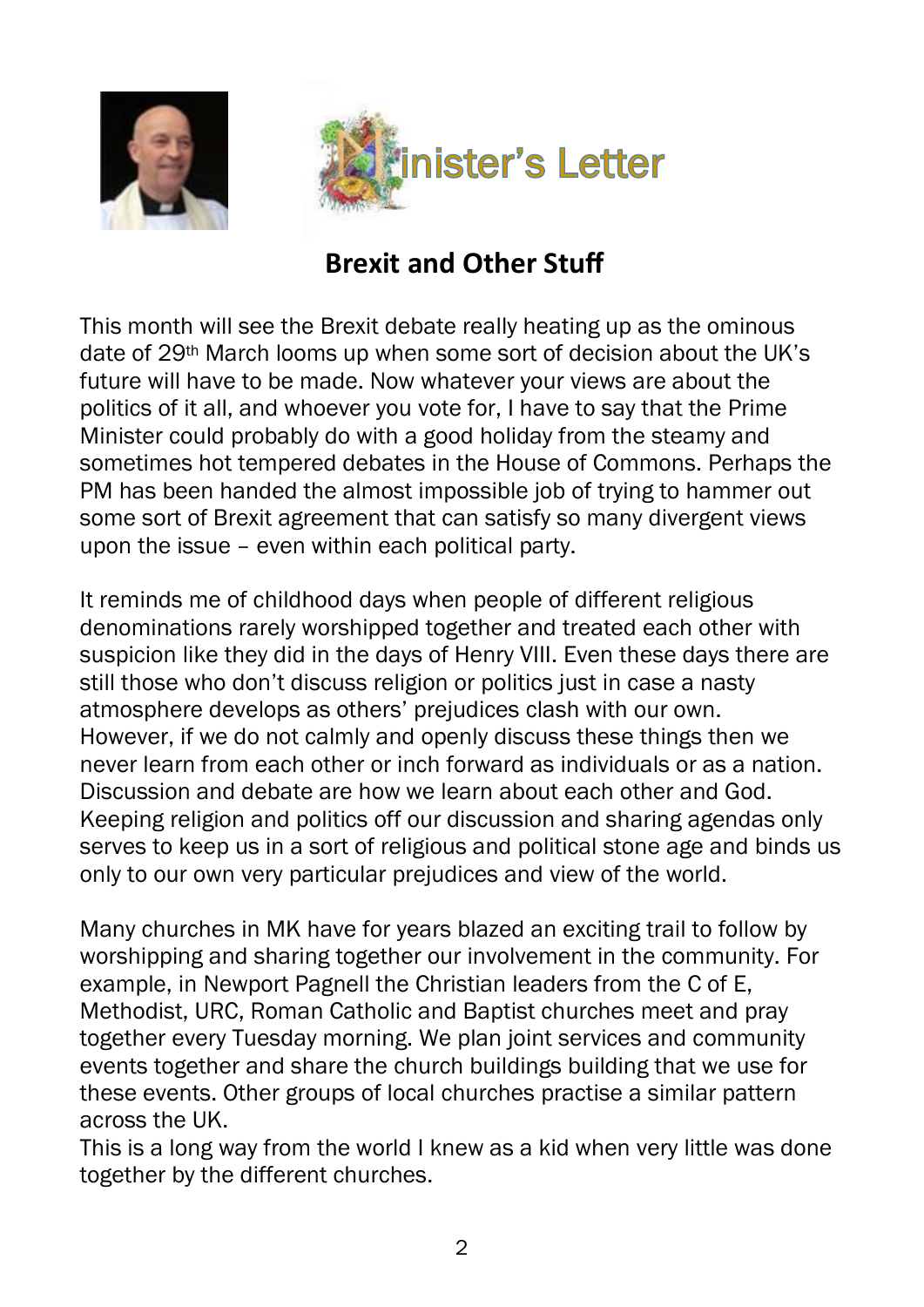# Minister's Letter

## Brexit and Other Stuff

This month will see the Brexit debate really heating up as the ominous date of 29th March looms up when some sort of decision about the UK's future will have to be made. Now whatever your views are about the politics of it all, and whoever you vote for, I have to say that the Prime Minister could probably do with a good holiday from the steamy and sometimes hot tempered debates in the House of Commons. Perhaps the PM has been handed the almost impossible job of trying to hammer out some sort of Brexit agreement that can satisfy so many divergent views upon the issue – even within each political party.

It reminds me of childhood days when people of different religious denominations rarely worshipped together and treated each other with suspicion like they did in the days of Henry VIII. Even these days there are still those who don't discuss religion or politics just in case a nasty atmosphere develops as others' prejudices clash with our own. However, if we do not calmly and openly discuss these things then we never learn from each other or inch forward as individuals or as a nation. Discussion and debate are how we learn about each other and God. Keeping religion and politics off our discussion and sharing agendas only serves to keep us in a sort of religious and political stone age and binds us only to our own very particular prejudices and view of the world.

Many churches in MK have for years blazed an exciting trail to follow by worshipping and sharing together our involvement in the community. For example, in Newport Pagnell the Christian leaders from the C of E, Methodist, URC, Roman Catholic and Baptist churches meet and pray together every Tuesday morning. We plan joint services and community events together and share the church buildings building that we use for these events. Other groups of local churches practise a similar pattern across the UK.
This is a long way from the world I knew as a kid when very little was done together by the different churches.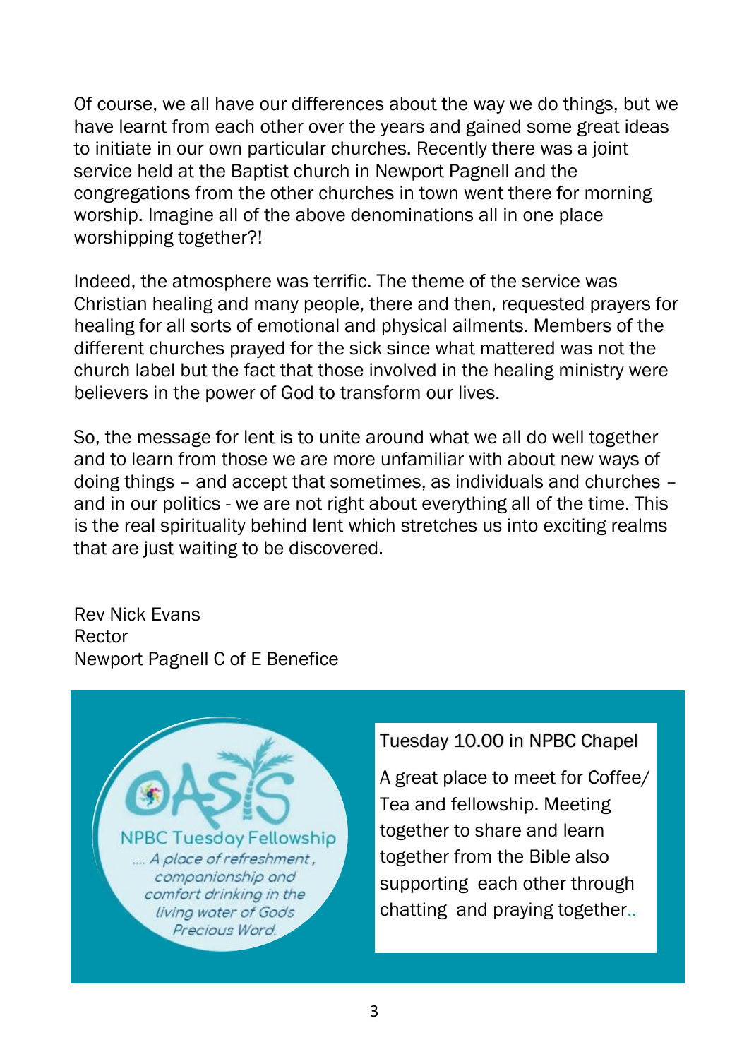Of course, we all have our differences about the way we do things, but we have learnt from each other over the years and gained some great ideas to initiate in our own particular churches. Recently there was a joint service held at the Baptist church in Newport Pagnell and the congregations from the other churches in town went there for morning worship. Imagine all of the above denominations all in one place worshipping together?!

Indeed, the atmosphere was terrific. The theme of the service was Christian healing and many people, there and then, requested prayers for healing for all sorts of emotional and physical ailments. Members of the different churches prayed for the sick since what mattered was not the church label but the fact that those involved in the healing ministry were believers in the power of God to transform our lives.

So, the message for lent is to unite around what we all do well together and to learn from those we are more unfamiliar with about new ways of doing things – and accept that sometimes, as individuals and churches – and in our politics - we are not right about everything all of the time. This is the real spirituality behind lent which stretches us into exciting realms that are just waiting to be discovered.

Rev Nick Evans
Rector
Newport Pagnell C of E Benefice

OASIS

NPBC Tuesday Fellowship

*.... A place of refreshment, companionship and comfort drinking in the living water of Gods Precious Word.*

Tuesday 10.00 in NPBC Chapel

A great place to meet for Coffee/ Tea and fellowship. Meeting together to share and learn together from the Bible also supporting each other through chatting and praying together..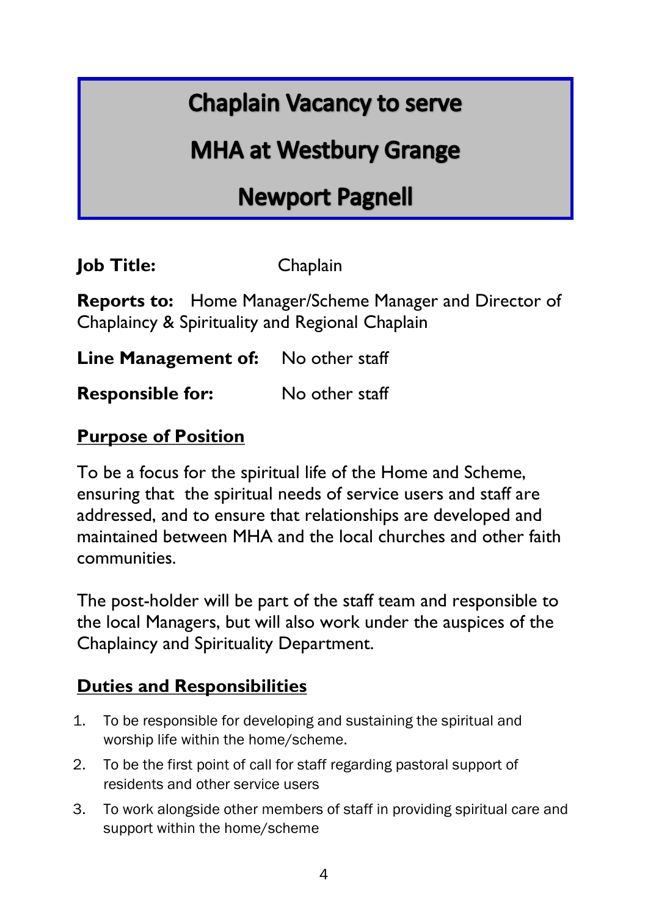# Chaplain Vacancy to serve

# MHA at Westbury Grange

# Newport Pagnell

**Job Title:** Chaplain

**Reports to:** Home Manager/Scheme Manager and Director of Chaplaincy & Spirituality and Regional Chaplain

**Line Management of:** No other staff

**Responsible for:** No other staff

## Purpose of Position

To be a focus for the spiritual life of the Home and Scheme, ensuring that the spiritual needs of service users and staff are addressed, and to ensure that relationships are developed and maintained between MHA and the local churches and other faith communities.

The post-holder will be part of the staff team and responsible to the local Managers, but will also work under the auspices of the Chaplaincy and Spirituality Department.

## Duties and Responsibilities

1. To be responsible for developing and sustaining the spiritual and worship life within the home/scheme.
2. To be the first point of call for staff regarding pastoral support of residents and other service users
3. To work alongside other members of staff in providing spiritual care and support within the home/scheme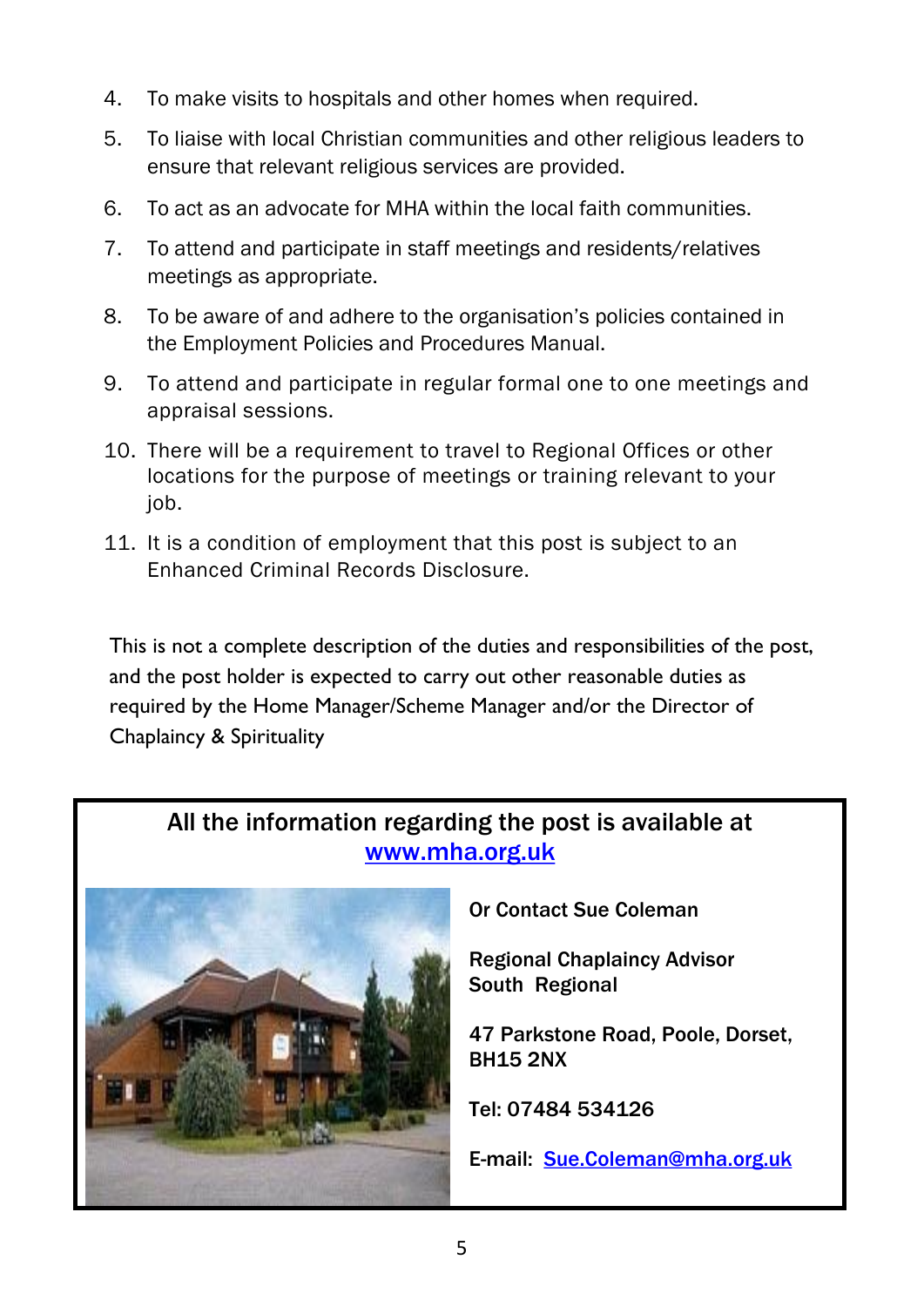4. To make visits to hospitals and other homes when required.
5. To liaise with local Christian communities and other religious leaders to ensure that relevant religious services are provided.
6. To act as an advocate for MHA within the local faith communities.
7. To attend and participate in staff meetings and residents/relatives meetings as appropriate.
8. To be aware of and adhere to the organisation's policies contained in the Employment Policies and Procedures Manual.
9. To attend and participate in regular formal one to one meetings and appraisal sessions.
10. There will be a requirement to travel to Regional Offices or other locations for the purpose of meetings or training relevant to your job.
11. It is a condition of employment that this post is subject to an Enhanced Criminal Records Disclosure.

This is not a complete description of the duties and responsibilities of the post, and the post holder is expected to carry out other reasonable duties as required by the Home Manager/Scheme Manager and/or the Director of Chaplaincy & Spirituality

**All the information regarding the post is available at [www.mha.org.uk](http://www.mha.org.uk)**

**Or Contact Sue Coleman**

**Regional Chaplaincy Advisor**
**South Regional**

**47 Parkstone Road, Poole, Dorset, BH15 2NX**

**Tel: 07484 534126**

**E-mail: [Sue.Coleman@mha.org.uk](mailto:Sue.Coleman@mha.org.uk)**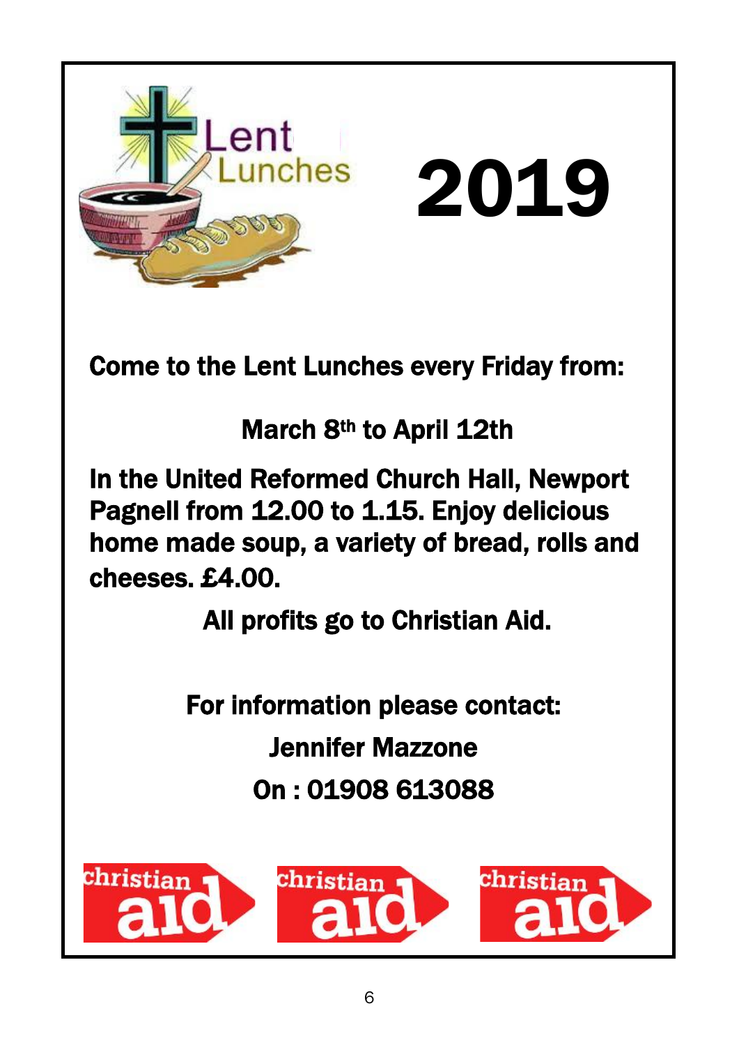# Lent Lunches 2019

Come to the Lent Lunches every Friday from:

March 8th to April 12th

In the United Reformed Church Hall, Newport Pagnell from 12.00 to 1.15. Enjoy delicious home made soup, a variety of bread, rolls and cheeses. £4.00.

All profits go to Christian Aid.

For information please contact:

Jennifer Mazzone

On : 01908 613088

christian aid christian aid christian aid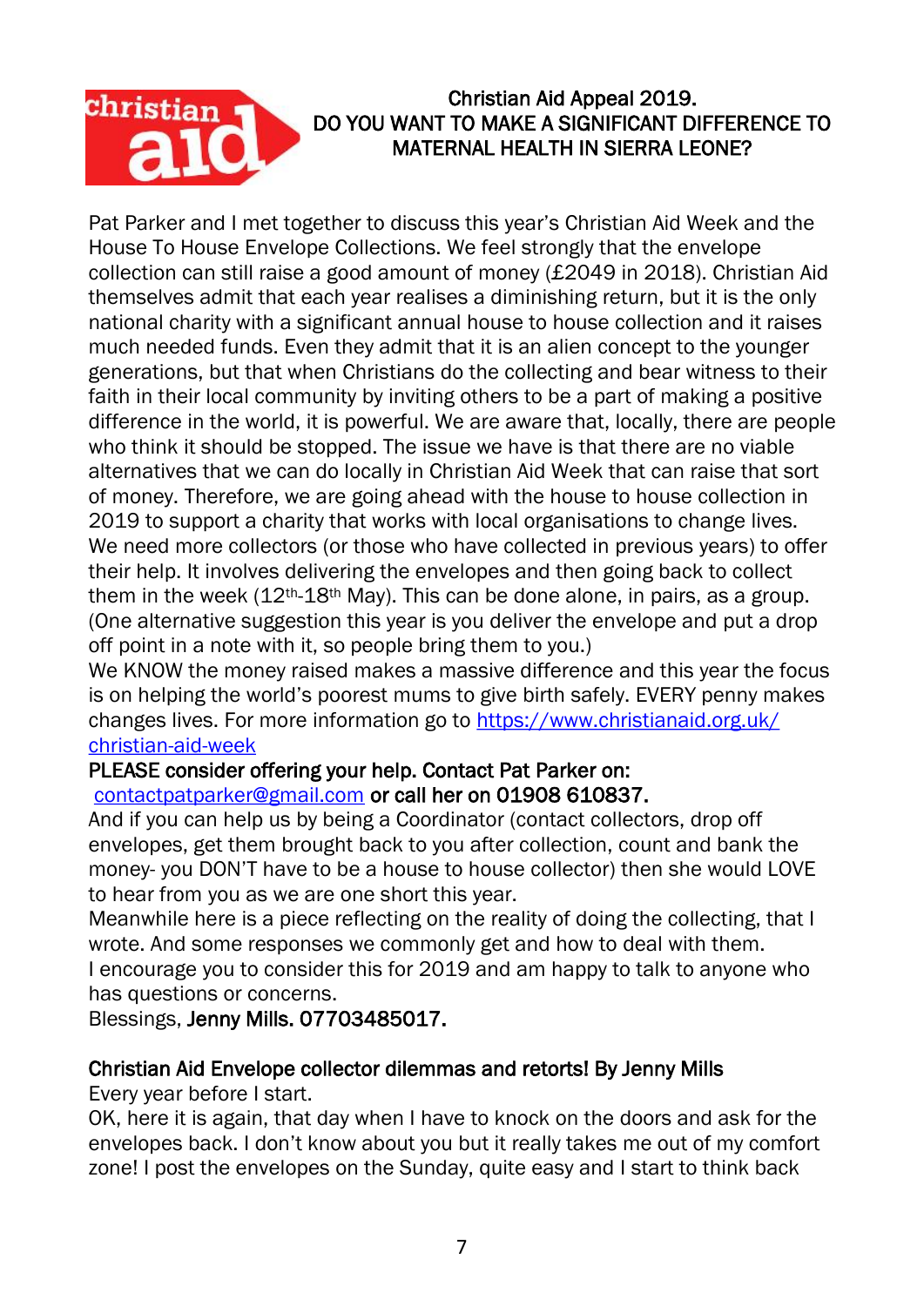## Christian Aid Appeal 2019.
## DO YOU WANT TO MAKE A SIGNIFICANT DIFFERENCE TO MATERNAL HEALTH IN SIERRA LEONE?

Pat Parker and I met together to discuss this year's Christian Aid Week and the House To House Envelope Collections. We feel strongly that the envelope collection can still raise a good amount of money (£2049 in 2018). Christian Aid themselves admit that each year realises a diminishing return, but it is the only national charity with a significant annual house to house collection and it raises much needed funds. Even they admit that it is an alien concept to the younger generations, but that when Christians do the collecting and bear witness to their faith in their local community by inviting others to be a part of making a positive difference in the world, it is powerful. We are aware that, locally, there are people who think it should be stopped. The issue we have is that there are no viable alternatives that we can do locally in Christian Aid Week that can raise that sort of money. Therefore, we are going ahead with the house to house collection in 2019 to support a charity that works with local organisations to change lives. We need more collectors (or those who have collected in previous years) to offer their help. It involves delivering the envelopes and then going back to collect them in the week (12th-18th May). This can be done alone, in pairs, as a group. (One alternative suggestion this year is you deliver the envelope and put a drop off point in a note with it, so people bring them to you.)
We KNOW the money raised makes a massive difference and this year the focus is on helping the world's poorest mums to give birth safely. EVERY penny makes changes lives. For more information go to https://www.christianaid.org.uk/christian-aid-week

**PLEASE consider offering your help. Contact Pat Parker on: contactpatparker@gmail.com or call her on 01908 610837.**

And if you can help us by being a Coordinator (contact collectors, drop off envelopes, get them brought back to you after collection, count and bank the money- you DON'T have to be a house to house collector) then she would LOVE to hear from you as we are one short this year.
Meanwhile here is a piece reflecting on the reality of doing the collecting, that I wrote. And some responses we commonly get and how to deal with them.
I encourage you to consider this for 2019 and am happy to talk to anyone who has questions or concerns.
Blessings, **Jenny Mills. 07703485017.**

### Christian Aid Envelope collector dilemmas and retorts! By Jenny Mills

Every year before I start.
OK, here it is again, that day when I have to knock on the doors and ask for the envelopes back. I don't know about you but it really takes me out of my comfort zone! I post the envelopes on the Sunday, quite easy and I start to think back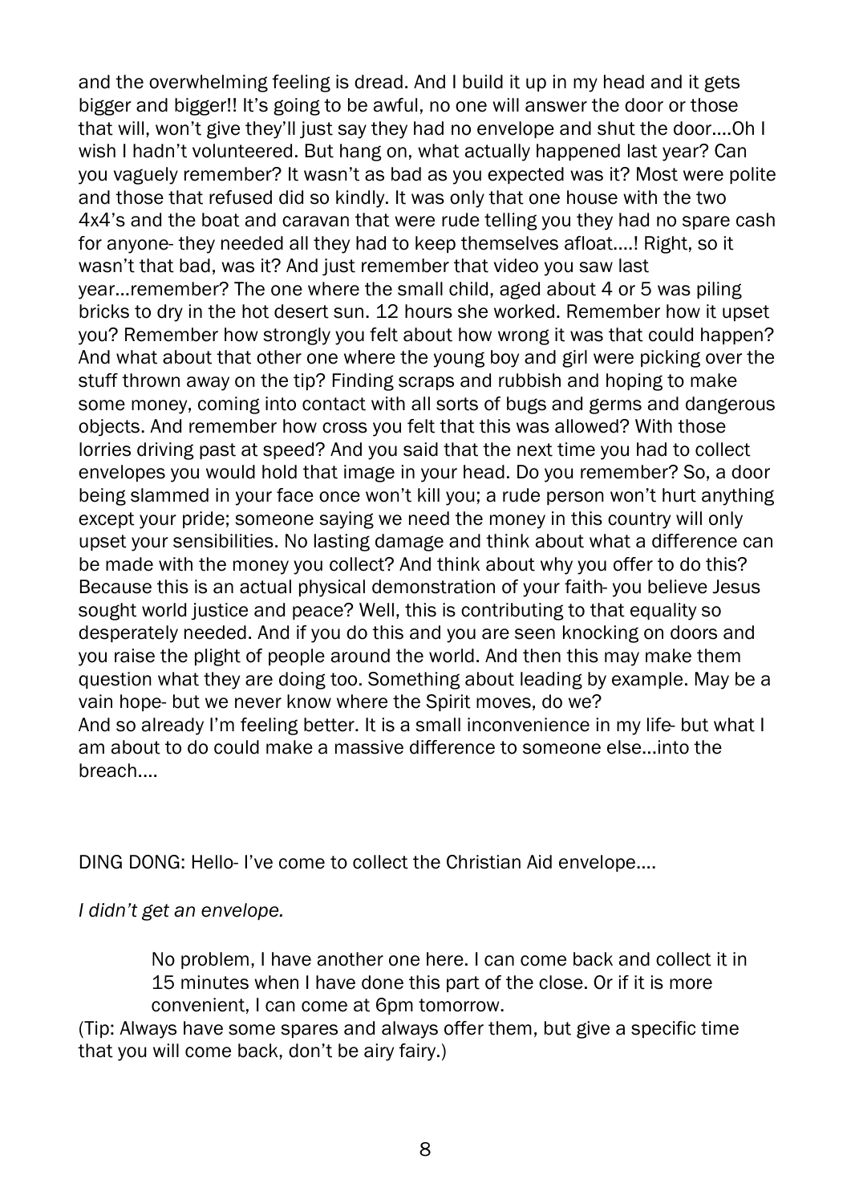and the overwhelming feeling is dread. And I build it up in my head and it gets bigger and bigger!! It's going to be awful, no one will answer the door or those that will, won't give they'll just say they had no envelope and shut the door....Oh I wish I hadn't volunteered. But hang on, what actually happened last year? Can you vaguely remember? It wasn't as bad as you expected was it? Most were polite and those that refused did so kindly. It was only that one house with the two 4x4's and the boat and caravan that were rude telling you they had no spare cash for anyone- they needed all they had to keep themselves afloat....! Right, so it wasn't that bad, was it? And just remember that video you saw last year...remember? The one where the small child, aged about 4 or 5 was piling bricks to dry in the hot desert sun. 12 hours she worked. Remember how it upset you? Remember how strongly you felt about how wrong it was that could happen? And what about that other one where the young boy and girl were picking over the stuff thrown away on the tip? Finding scraps and rubbish and hoping to make some money, coming into contact with all sorts of bugs and germs and dangerous objects. And remember how cross you felt that this was allowed? With those lorries driving past at speed? And you said that the next time you had to collect envelopes you would hold that image in your head. Do you remember? So, a door being slammed in your face once won't kill you; a rude person won't hurt anything except your pride; someone saying we need the money in this country will only upset your sensibilities. No lasting damage and think about what a difference can be made with the money you collect? And think about why you offer to do this? Because this is an actual physical demonstration of your faith- you believe Jesus sought world justice and peace? Well, this is contributing to that equality so desperately needed. And if you do this and you are seen knocking on doors and you raise the plight of people around the world. And then this may make them question what they are doing too. Something about leading by example. May be a vain hope- but we never know where the Spirit moves, do we?
And so already I'm feeling better. It is a small inconvenience in my life- but what I am about to do could make a massive difference to someone else...into the breach....

DING DONG: Hello- I've come to collect the Christian Aid envelope....

*I didn't get an envelope.*

> No problem, I have another one here. I can come back and collect it in 15 minutes when I have done this part of the close. Or if it is more convenient, I can come at 6pm tomorrow.

(Tip: Always have some spares and always offer them, but give a specific time that you will come back, don't be airy fairy.)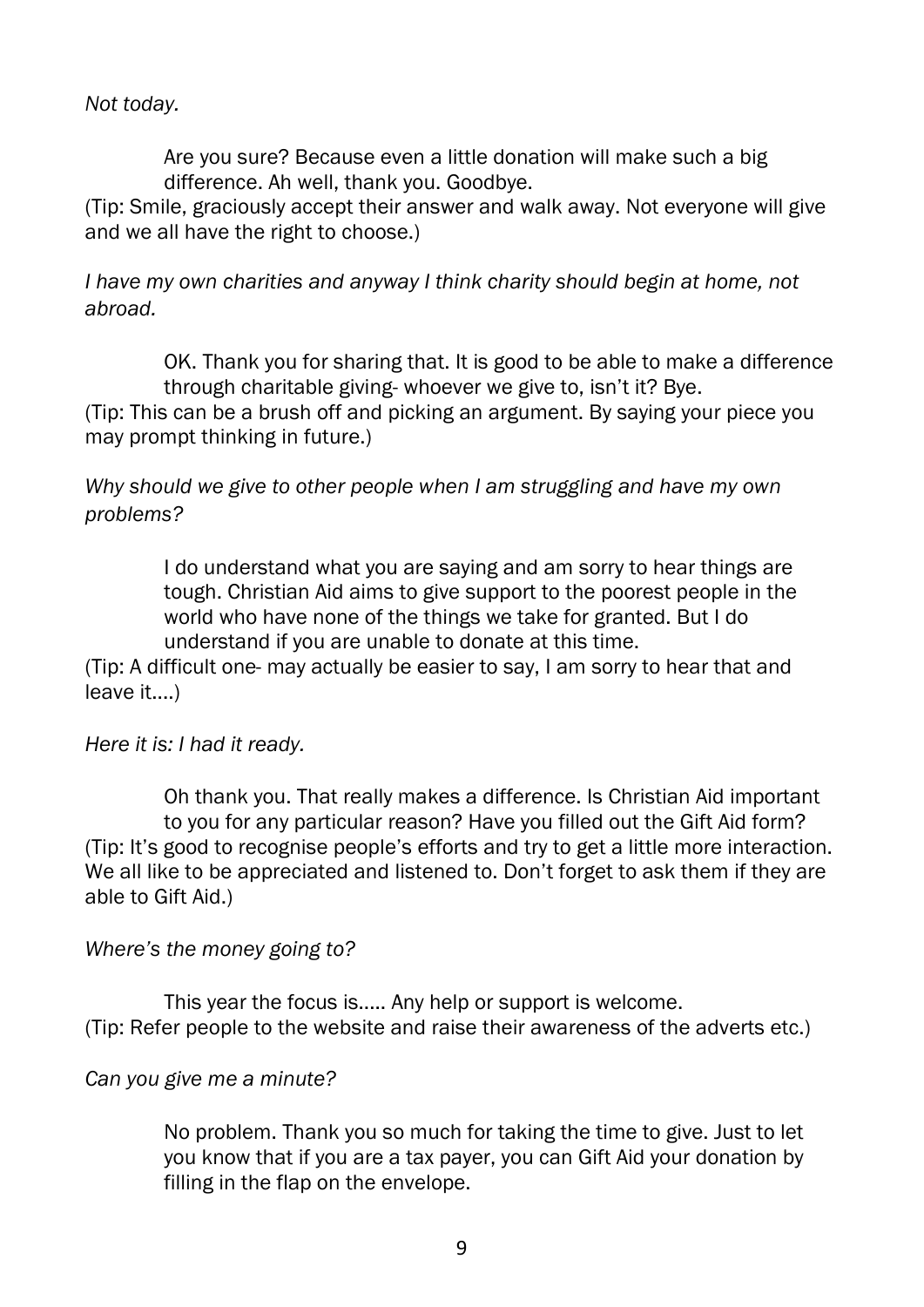*Not today.*

> Are you sure? Because even a little donation will make such a big difference. Ah well, thank you. Goodbye.

(Tip: Smile, graciously accept their answer and walk away. Not everyone will give and we all have the right to choose.)

*I have my own charities and anyway I think charity should begin at home, not abroad.*

> OK. Thank you for sharing that. It is good to be able to make a difference through charitable giving- whoever we give to, isn't it? Bye.

(Tip: This can be a brush off and picking an argument. By saying your piece you may prompt thinking in future.)

*Why should we give to other people when I am struggling and have my own problems?*

> I do understand what you are saying and am sorry to hear things are tough. Christian Aid aims to give support to the poorest people in the world who have none of the things we take for granted. But I do understand if you are unable to donate at this time.

(Tip: A difficult one- may actually be easier to say, I am sorry to hear that and leave it....)

*Here it is: I had it ready.*

> Oh thank you. That really makes a difference. Is Christian Aid important to you for any particular reason? Have you filled out the Gift Aid form?

(Tip: It's good to recognise people's efforts and try to get a little more interaction. We all like to be appreciated and listened to. Don't forget to ask them if they are able to Gift Aid.)

*Where's the money going to?*

> This year the focus is..... Any help or support is welcome.

(Tip: Refer people to the website and raise their awareness of the adverts etc.)

*Can you give me a minute?*

> No problem. Thank you so much for taking the time to give. Just to let you know that if you are a tax payer, you can Gift Aid your donation by filling in the flap on the envelope.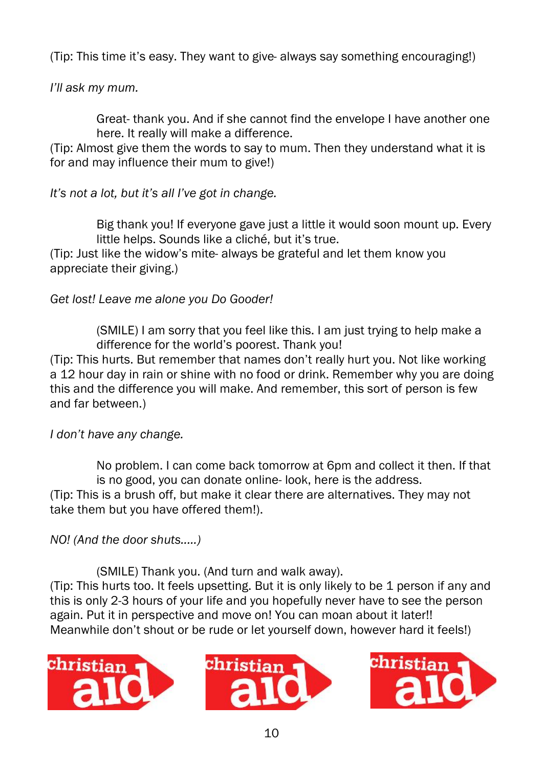(Tip: This time it's easy. They want to give- always say something encouraging!)

*I'll ask my mum.*

> Great- thank you. And if she cannot find the envelope I have another one here. It really will make a difference.

(Tip: Almost give them the words to say to mum. Then they understand what it is for and may influence their mum to give!)

*It's not a lot, but it's all I've got in change.*

> Big thank you! If everyone gave just a little it would soon mount up. Every little helps. Sounds like a cliché, but it's true.

(Tip: Just like the widow's mite- always be grateful and let them know you appreciate their giving.)

*Get lost! Leave me alone you Do Gooder!*

> (SMILE) I am sorry that you feel like this. I am just trying to help make a difference for the world's poorest. Thank you!

(Tip: This hurts. But remember that names don't really hurt you. Not like working a 12 hour day in rain or shine with no food or drink. Remember why you are doing this and the difference you will make. And remember, this sort of person is few and far between.)

*I don't have any change.*

> No problem. I can come back tomorrow at 6pm and collect it then. If that is no good, you can donate online- look, here is the address.

(Tip: This is a brush off, but make it clear there are alternatives. They may not take them but you have offered them!).

*NO! (And the door shuts…..)*

> (SMILE) Thank you. (And turn and walk away).

(Tip: This hurts too. It feels upsetting. But it is only likely to be 1 person if any and this is only 2-3 hours of your life and you hopefully never have to see the person again. Put it in perspective and move on! You can moan about it later!! Meanwhile don't shout or be rude or let yourself down, however hard it feels!)

christian aid christian aid christian aid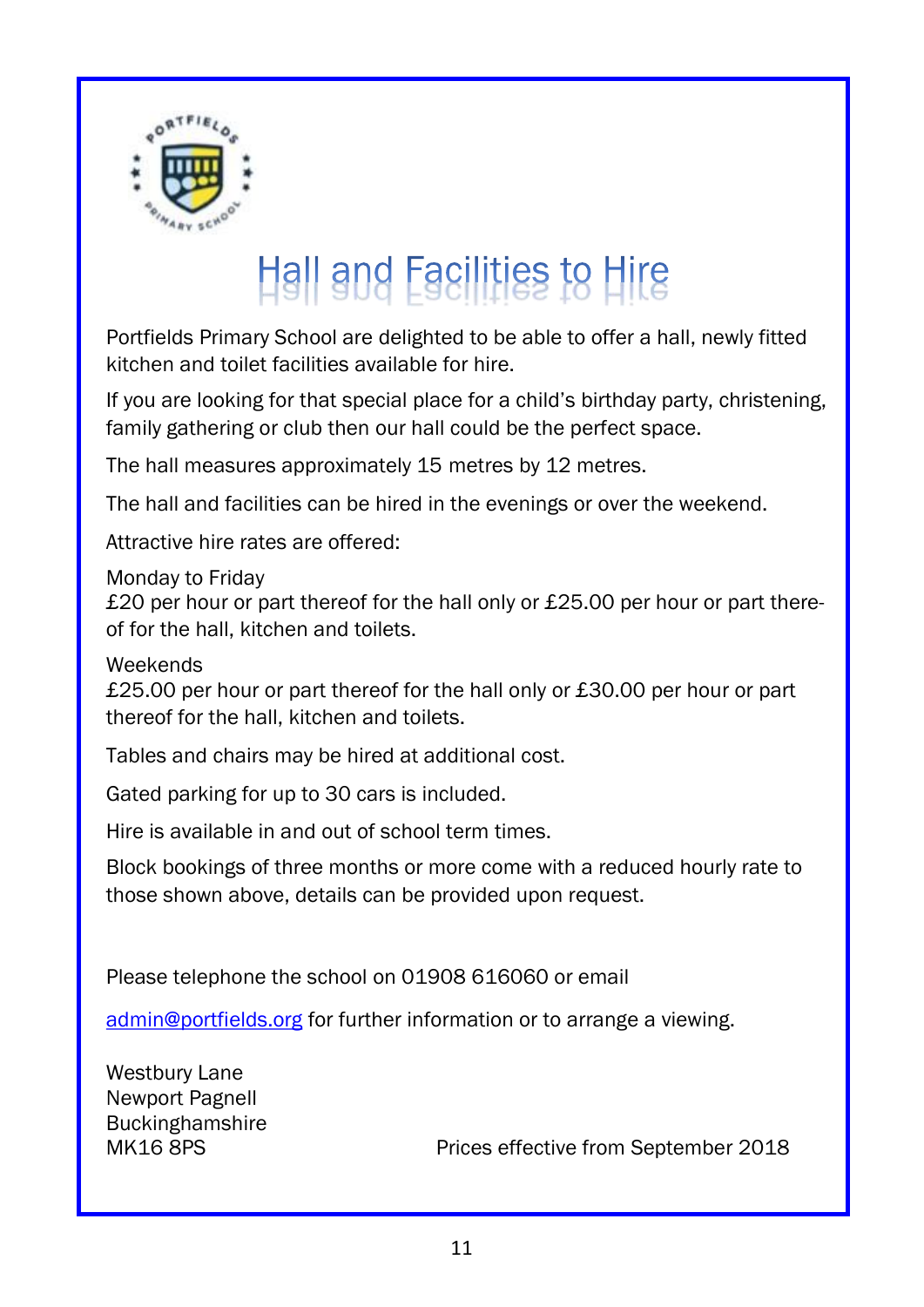# Hall and Facilities to Hire

Portfields Primary School are delighted to be able to offer a hall, newly fitted kitchen and toilet facilities available for hire.

If you are looking for that special place for a child's birthday party, christening, family gathering or club then our hall could be the perfect space.

The hall measures approximately 15 metres by 12 metres.

The hall and facilities can be hired in the evenings or over the weekend.

Attractive hire rates are offered:

Monday to Friday
£20 per hour or part thereof for the hall only or £25.00 per hour or part thereof for the hall, kitchen and toilets.

Weekends
£25.00 per hour or part thereof for the hall only or £30.00 per hour or part thereof for the hall, kitchen and toilets.

Tables and chairs may be hired at additional cost.

Gated parking for up to 30 cars is included.

Hire is available in and out of school term times.

Block bookings of three months or more come with a reduced hourly rate to those shown above, details can be provided upon request.

Please telephone the school on 01908 616060 or email

admin@portfields.org for further information or to arrange a viewing.

Westbury Lane
Newport Pagnell
Buckinghamshire
MK16 8PS

Prices effective from September 2018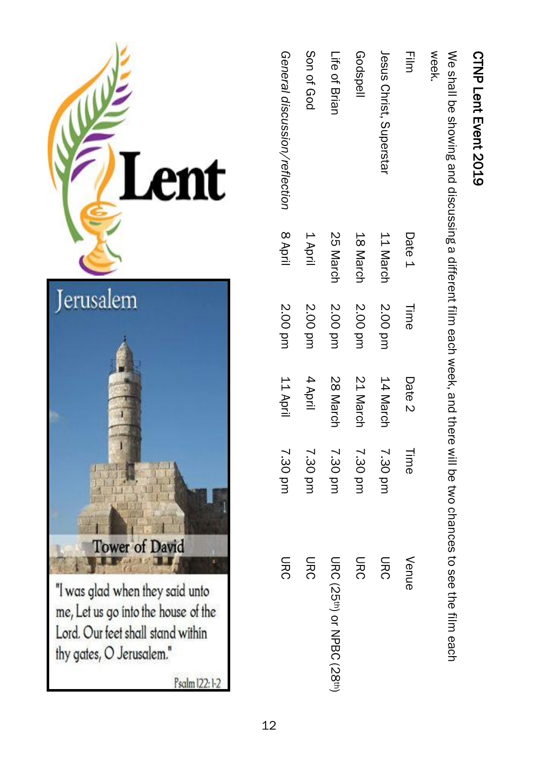## CTNP Lent Event 2019

We shall be showing and discussing a different film each week, and there will be two chances to see the film each week.

| Film | Date 1 | Time | Date 2 | Time | Venue |
|---|---|---|---|---|---|
| Jesus Christ, Superstar | 11 March | 2.00 pm | 14 March | 7.30 pm | URC |
| Godspell | 18 March | 2.00 pm | 21 March | 7.30 pm | URC |
| Life of Brian | 25 March | 2.00 pm | 28 March | 7.30 pm | URC (25th) or NPBC (28th) |
| Son of God | 1 April | 2.00 pm | 4 April | 7.30 pm | URC |
| *General discussion/reflection* | 8 April | 2.00 pm | 11 April | 7.30 pm | URC |

Lent

Jerusalem

Tower of David

"I was glad when they said unto me, Let us go into the house of the Lord. Our feet shall stand within thy gates, O Jerusalem."

Psalm 122: 1-2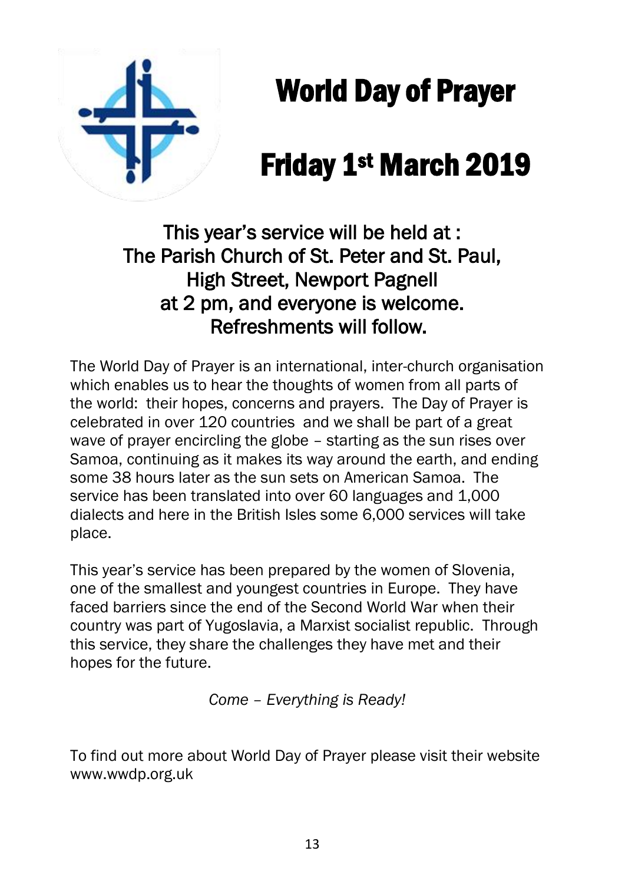# World Day of Prayer

# Friday 1st March 2019

### This year's service will be held at :
### The Parish Church of St. Peter and St. Paul,
### High Street, Newport Pagnell
### at 2 pm, and everyone is welcome.
### Refreshments will follow.

The World Day of Prayer is an international, inter-church organisation which enables us to hear the thoughts of women from all parts of the world: their hopes, concerns and prayers. The Day of Prayer is celebrated in over 120 countries and we shall be part of a great wave of prayer encircling the globe – starting as the sun rises over Samoa, continuing as it makes its way around the earth, and ending some 38 hours later as the sun sets on American Samoa. The service has been translated into over 60 languages and 1,000 dialects and here in the British Isles some 6,000 services will take place.

This year's service has been prepared by the women of Slovenia, one of the smallest and youngest countries in Europe. They have faced barriers since the end of the Second World War when their country was part of Yugoslavia, a Marxist socialist republic. Through this service, they share the challenges they have met and their hopes for the future.

*Come – Everything is Ready!*

To find out more about World Day of Prayer please visit their website www.wwdp.org.uk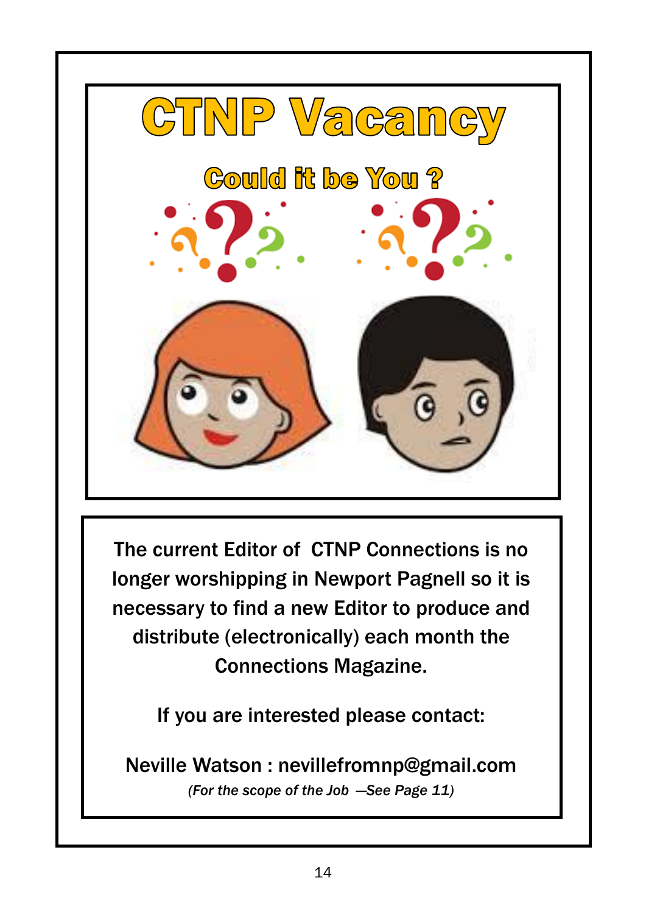# CTNP Vacancy

## Could it be You ?

The current Editor of CTNP Connections is no longer worshipping in Newport Pagnell so it is necessary to find a new Editor to produce and distribute (electronically) each month the Connections Magazine.

If you are interested please contact:

Neville Watson : nevillefromnp@gmail.com

*(For the scope of the Job —See Page 11)*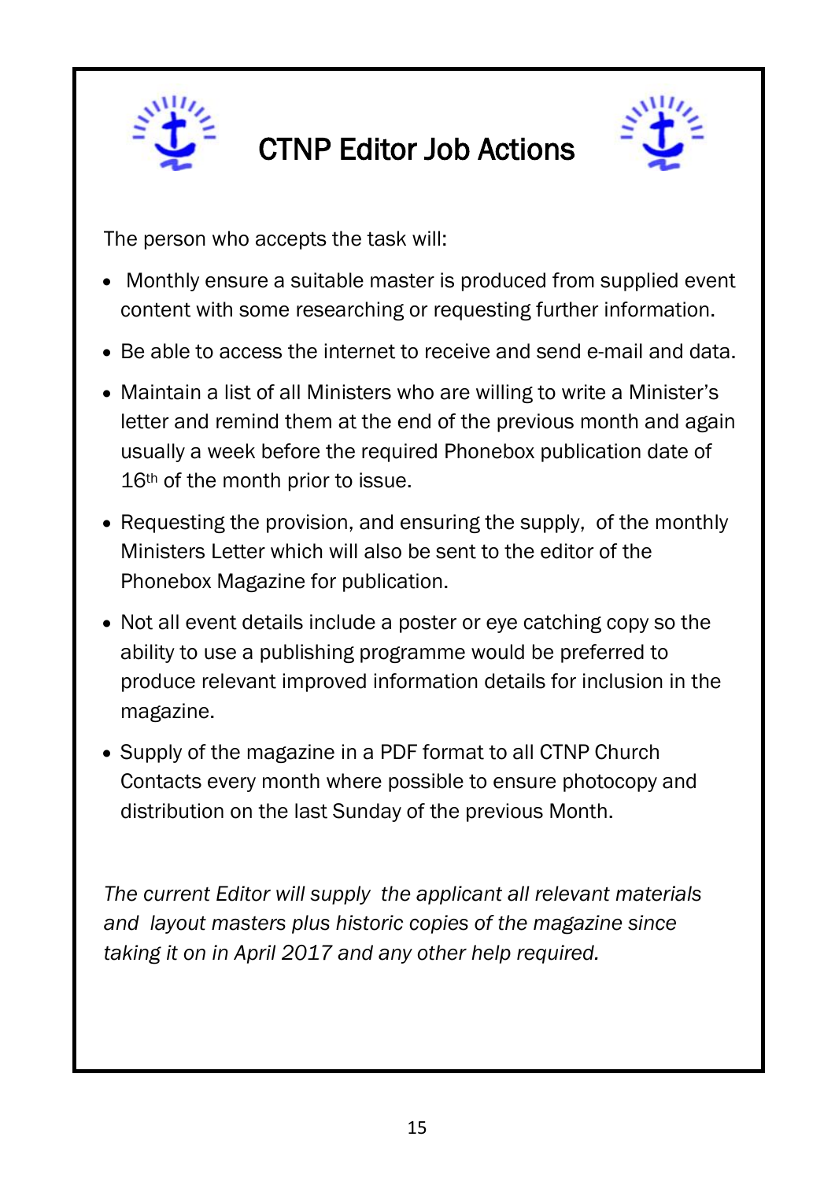# CTNP Editor Job Actions

The person who accepts the task will:

- Monthly ensure a suitable master is produced from supplied event content with some researching or requesting further information.
- Be able to access the internet to receive and send e-mail and data.
- Maintain a list of all Ministers who are willing to write a Minister's letter and remind them at the end of the previous month and again usually a week before the required Phonebox publication date of 16th of the month prior to issue.
- Requesting the provision, and ensuring the supply, of the monthly Ministers Letter which will also be sent to the editor of the Phonebox Magazine for publication.
- Not all event details include a poster or eye catching copy so the ability to use a publishing programme would be preferred to produce relevant improved information details for inclusion in the magazine.
- Supply of the magazine in a PDF format to all CTNP Church Contacts every month where possible to ensure photocopy and distribution on the last Sunday of the previous Month.

*The current Editor will supply the applicant all relevant materials and layout masters plus historic copies of the magazine since taking it on in April 2017 and any other help required.*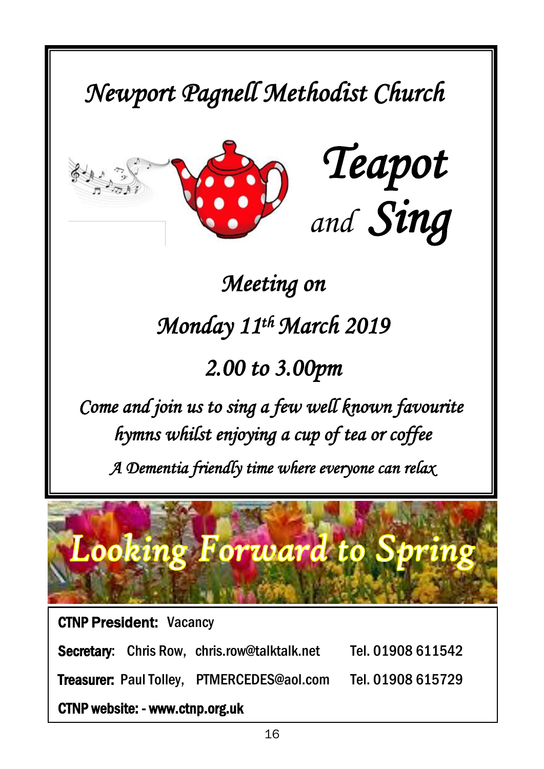# *Newport Pagnell Methodist Church*

# *Teapot and Sing*

## *Meeting on*

## *Monday 11th March 2019*

## *2.00 to 3.00pm*

*Come and join us to sing a few well known favourite hymns whilst enjoying a cup of tea or coffee*

*A Dementia friendly time where everyone can relax*

# *Looking Forward to Spring*

**CTNP President:** Vacancy

**Secretary:** Chris Row, chris.row@talktalk.net Tel. 01908 611542

**Treasurer:** Paul Tolley, PTMERCEDES@aol.com Tel. 01908 615729

**CTNP website: - www.ctnp.org.uk**